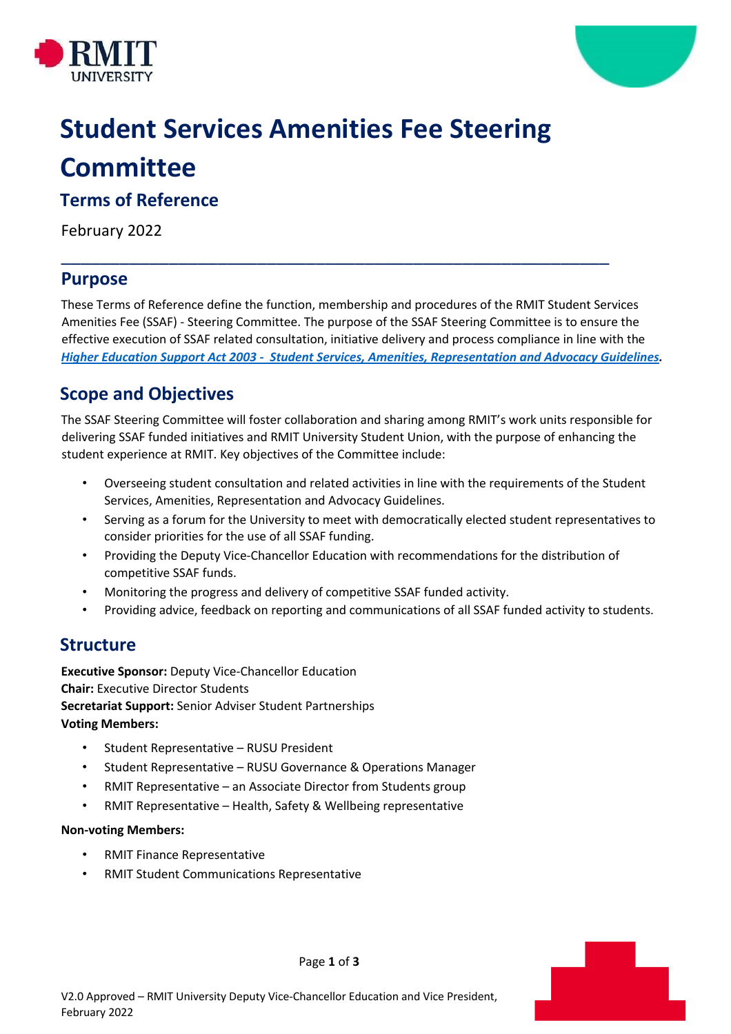# Student Services Amenities Fee Steering Committee

## Terms of Reference

February 2022

---

## Purpose

These Terms of Reference define the function, membership and procedures of the RMIT Student Services Amenities Fee (SSAF) - Steering Committee. The purpose of the SSAF Steering Committee is to ensure the effective execution of SSAF related consultation, initiative delivery and process compliance in line with the ***Higher Education Support Act 2003 - Student Services, Amenities, Representation and Advocacy Guidelines***.

## Scope and Objectives

The SSAF Steering Committee will foster collaboration and sharing among RMIT's work units responsible for delivering SSAF funded initiatives and RMIT University Student Union, with the purpose of enhancing the student experience at RMIT. Key objectives of the Committee include:

- Overseeing student consultation and related activities in line with the requirements of the Student Services, Amenities, Representation and Advocacy Guidelines.
- Serving as a forum for the University to meet with democratically elected student representatives to consider priorities for the use of all SSAF funding.
- Providing the Deputy Vice-Chancellor Education with recommendations for the distribution of competitive SSAF funds.
- Monitoring the progress and delivery of competitive SSAF funded activity.
- Providing advice, feedback on reporting and communications of all SSAF funded activity to students.

## Structure

**Executive Sponsor:** Deputy Vice-Chancellor Education
**Chair:** Executive Director Students
**Secretariat Support:** Senior Adviser Student Partnerships
**Voting Members:**

- Student Representative – RUSU President
- Student Representative – RUSU Governance & Operations Manager
- RMIT Representative – an Associate Director from Students group
- RMIT Representative – Health, Safety & Wellbeing representative

**Non-voting Members:**

- RMIT Finance Representative
- RMIT Student Communications Representative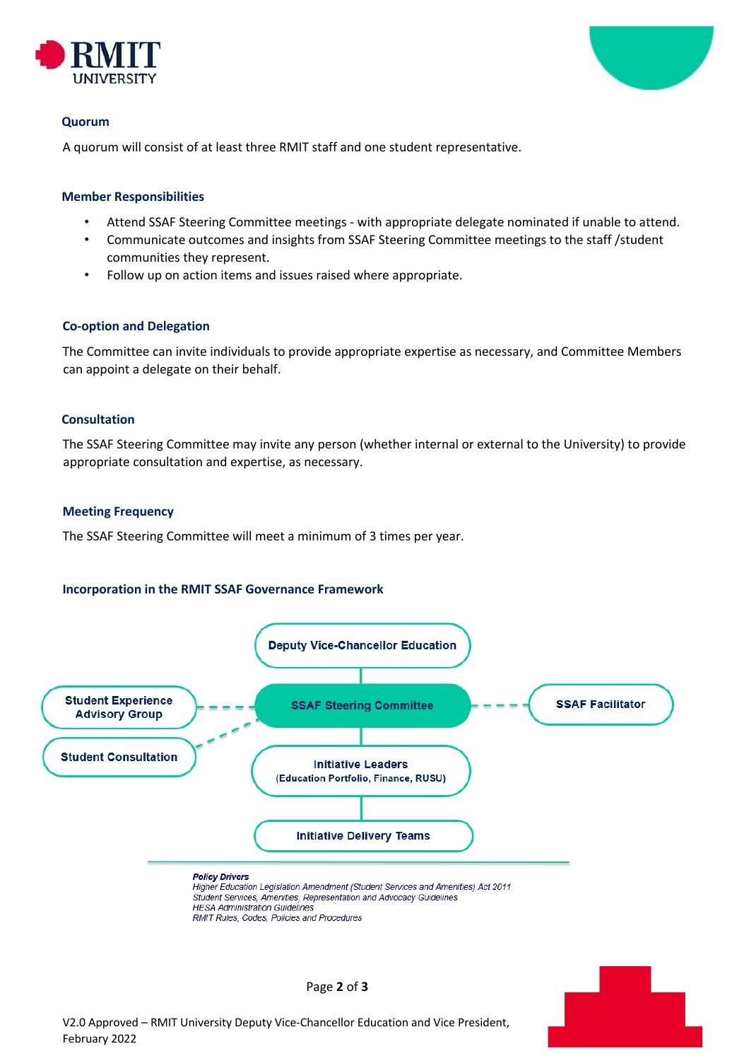### Quorum

A quorum will consist of at least three RMIT staff and one student representative.

### Member Responsibilities

- Attend SSAF Steering Committee meetings - with appropriate delegate nominated if unable to attend.
- Communicate outcomes and insights from SSAF Steering Committee meetings to the staff /student communities they represent.
- Follow up on action items and issues raised where appropriate.

### Co-option and Delegation

The Committee can invite individuals to provide appropriate expertise as necessary, and Committee Members can appoint a delegate on their behalf.

### Consultation

The SSAF Steering Committee may invite any person (whether internal or external to the University) to provide appropriate consultation and expertise, as necessary.

### Meeting Frequency

The SSAF Steering Committee will meet a minimum of 3 times per year.

### Incorporation in the RMIT SSAF Governance Framework

Deputy Vice-Chancellor Education

Student Experience Advisory Group

SSAF Steering Committee

SSAF Facilitator

Student Consultation

Initiative Leaders (Education Portfolio, Finance, RUSU)

Initiative Delivery Teams

***Policy Drivers***
*Higher Education Legislation Amendment (Student Services and Amenities) Act 2011*
*Student Services, Amenities, Representation and Advocacy Guidelines*
*HESA Administration Guidelines*
*RMIT Rules, Codes, Policies and Procedures*

V2.0 Approved – RMIT University Deputy Vice-Chancellor Education and Vice President, February 2022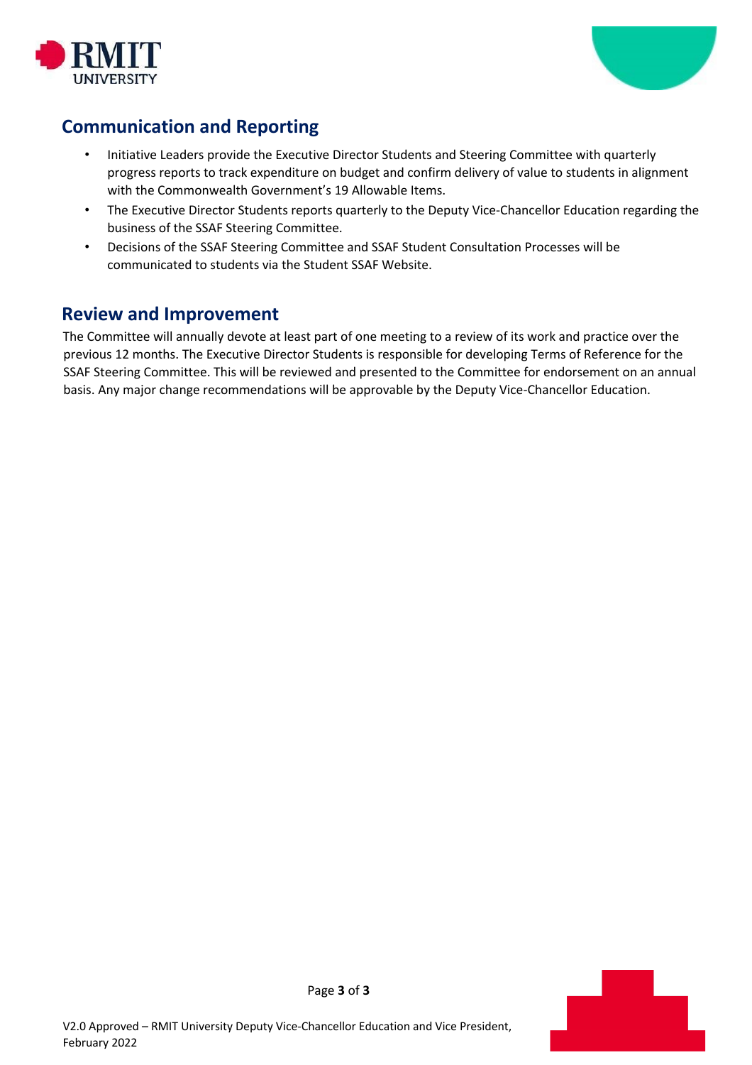## Communication and Reporting

- Initiative Leaders provide the Executive Director Students and Steering Committee with quarterly progress reports to track expenditure on budget and confirm delivery of value to students in alignment with the Commonwealth Government's 19 Allowable Items.
- The Executive Director Students reports quarterly to the Deputy Vice-Chancellor Education regarding the business of the SSAF Steering Committee.
- Decisions of the SSAF Steering Committee and SSAF Student Consultation Processes will be communicated to students via the Student SSAF Website.

## Review and Improvement

The Committee will annually devote at least part of one meeting to a review of its work and practice over the previous 12 months. The Executive Director Students is responsible for developing Terms of Reference for the SSAF Steering Committee. This will be reviewed and presented to the Committee for endorsement on an annual basis. Any major change recommendations will be approvable by the Deputy Vice-Chancellor Education.